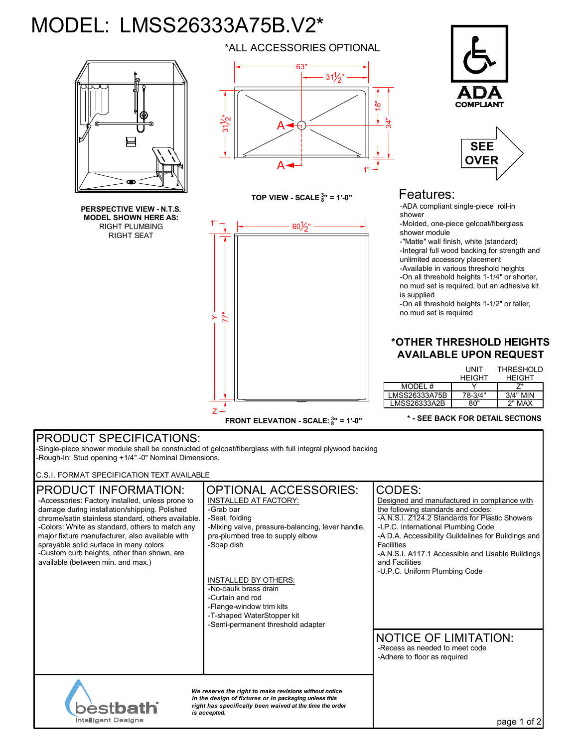# MODEL: LMSS26333A75B.V2*

*ALL ACCESSORIES OPTIONAL

ADA COMPLIANT

SEE OVER

PERSPECTIVE VIEW - N.T.S.
MODEL SHOWN HERE AS:
RIGHT PLUMBING
RIGHT SEAT

63"
31½"
31½"
18"
34"
A
A
1"

TOP VIEW - SCALE $\frac{3}{8}$" = 1'-0"

1"
60½"
Y
77"
Z

FRONT ELEVATION - SCALE: $\frac{3}{8}$" = 1'-0"

## Features:

- -ADA compliant single-piece roll-in shower
- -Molded, one-piece gelcoat/fiberglass shower module
- -"Matte" wall finish, white (standard)
- -Integral full wood backing for strength and unlimited accessory placement
- -Available in various threshold heights
- -On all threshold heights 1-1/4" or shorter, no mud set is required, but an adhesive kit is supplied
- -On all threshold heights 1-1/2" or taller, no mud set is required

### *OTHER THRESHOLD HEIGHTS AVAILABLE UPON REQUEST

| | UNIT HEIGHT | THRESHOLD HEIGHT |
|---|---|---|
| MODEL # | Y | Z* |
| LMSS26333A75B | 78-3/4" | 3/4" MIN |
| LMSS26333A2B | 80" | 2" MAX |

**\* - SEE BACK FOR DETAIL SECTIONS**

## PRODUCT SPECIFICATIONS:

-Single-piece shower module shall be constructed of gelcoat/fiberglass with full integral plywood backing
-Rough-In: Stud opening +1/4" -0" Nominal Dimensions.

C.S.I. FORMAT SPECIFICATION TEXT AVAILABLE

## PRODUCT INFORMATION:

-Accessories: Factory installed, unless prone to damage during installation/shipping. Polished chrome/satin stainless standard, others available.
-Colors: White as standard, others to match any major fixture manufacturer, also available with sprayable solid surface in many colors
-Custom curb heights, other than shown, are available (between min. and max.)

## OPTIONAL ACCESSORIES:

INSTALLED AT FACTORY:
- -Grab bar
- -Seat, folding
- -Mixing valve, pressure-balancing, lever handle, pre-plumbed tree to supply elbow
- -Soap dish

INSTALLED BY OTHERS:
- -No-caulk brass drain
- -Curtain and rod
- -Flange-window trim kits
- -T-shaped WaterStopper kit
- -Semi-permanent threshold adapter

## CODES:

Designed and manufactured in compliance with the following standards and codes:
- -A.N.S.I. Z124.2 Standards for Plastic Showers
- -I.P.C. International Plumbing Code
- -A.D.A. Accessibility Guildelines for Buildings and Facilities
- -A.N.S.I. A117.1 Accessible and Usable Buildings and Facilities
- -U.P.C. Uniform Plumbing Code

## NOTICE OF LIMITATION:

- -Recess as needed to meet code
- -Adhere to floor as required

bestbath
Intelligent Designs

*We reserve the right to make revisions without notice in the design of fixtures or in packaging unless this right has specifically been waived at the time the order is accepted.*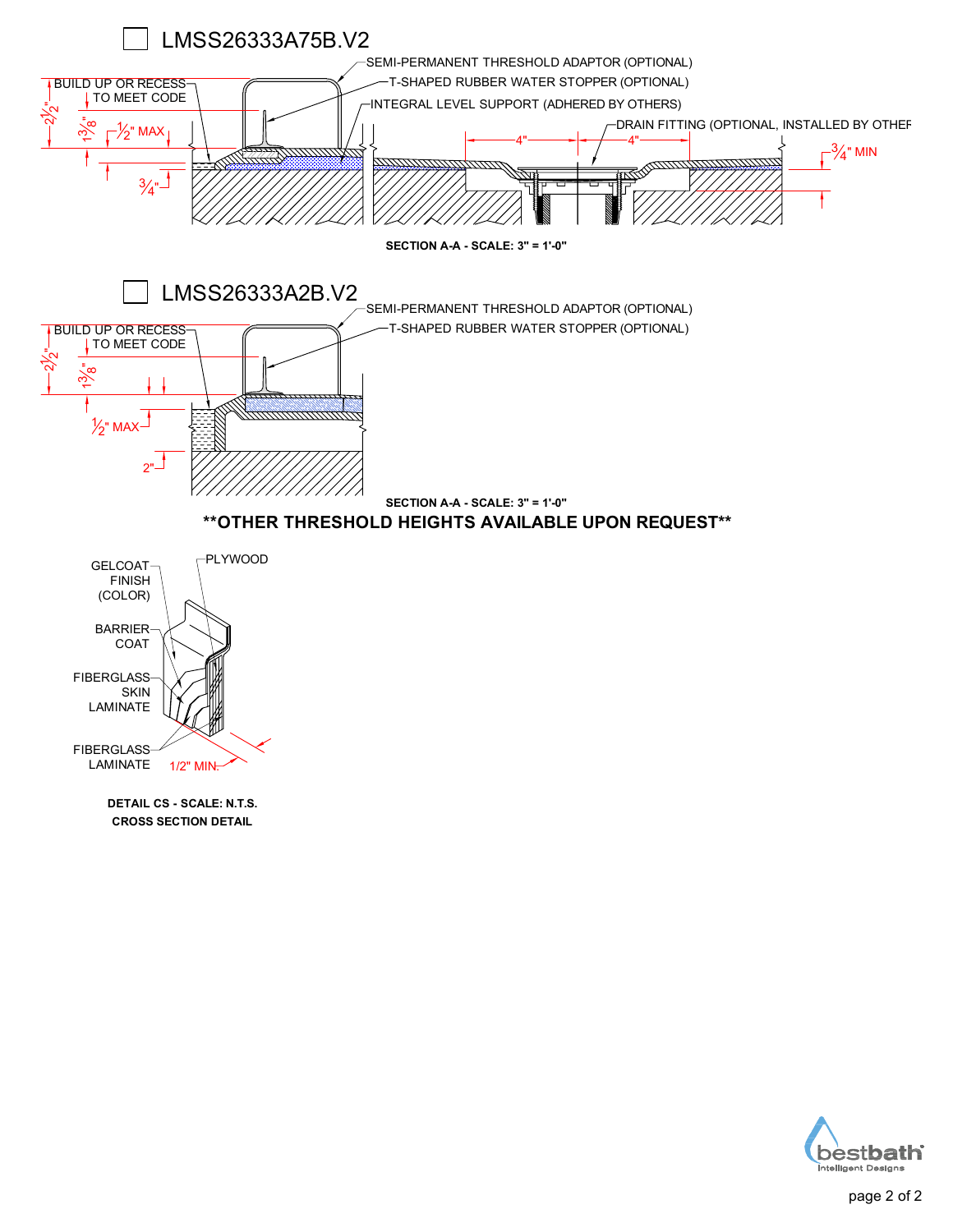☐ LMSS26333A75B.V2

SEMI-PERMANENT THRESHOLD ADAPTOR (OPTIONAL)

T-SHAPED RUBBER WATER STOPPER (OPTIONAL)

INTEGRAL LEVEL SUPPORT (ADHERED BY OTHERS)

DRAIN FITTING (OPTIONAL, INSTALLED BY OTHERS)

BUILD UP OR RECESS TO MEET CODE

2½"

1⅜"

½" MAX

¾"

4"

4"

¾" MIN

**SECTION A-A - SCALE: 3" = 1'-0"**

☐ LMSS26333A2B.V2

SEMI-PERMANENT THRESHOLD ADAPTOR (OPTIONAL)

T-SHAPED RUBBER WATER STOPPER (OPTIONAL)

BUILD UP OR RECESS TO MEET CODE

2½"

1⅜"

½" MAX

2"

**SECTION A-A - SCALE: 3" = 1'-0"**

## **OTHER THRESHOLD HEIGHTS AVAILABLE UPON REQUEST**

GELCOAT FINISH (COLOR)

PLYWOOD

BARRIER COAT

FIBERGLASS SKIN LAMINATE

FIBERGLASS LAMINATE

1/2" MIN.

**DETAIL CS - SCALE: N.T.S.**

**CROSS SECTION DETAIL**

bestbath Intelligent Designs